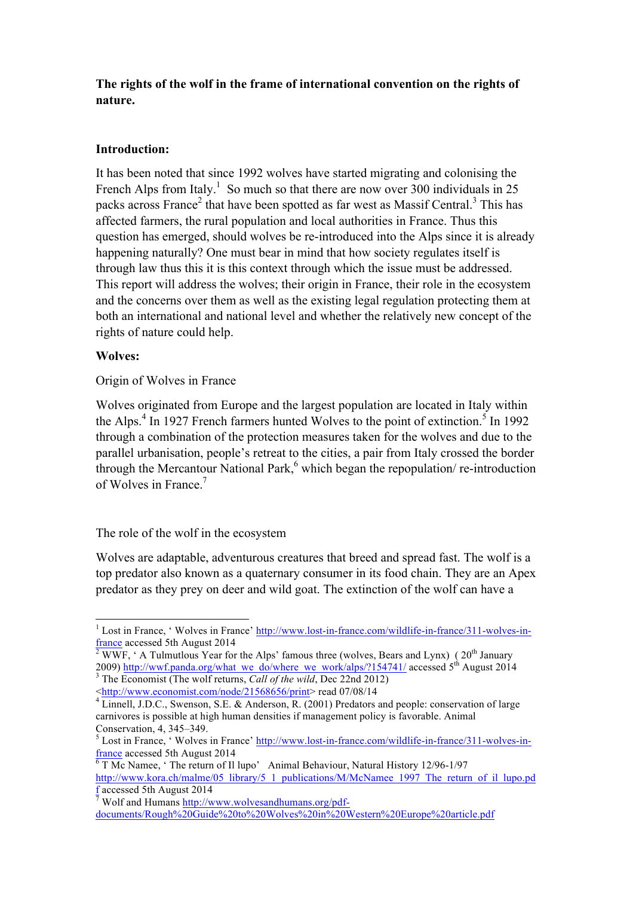**The rights of the wolf in the frame of international convention on the rights of nature.**

**Introduction:**

It has been noted that since 1992 wolves have started migrating and colonising the French Alps from Italy.[1] So much so that there are now over 300 individuals in 25 packs across France[2] that have been spotted as far west as Massif Central.[3] This has affected farmers, the rural population and local authorities in France. Thus this question has emerged, should wolves be re-introduced into the Alps since it is already happening naturally? One must bear in mind that how society regulates itself is through law thus this it is this context through which the issue must be addressed. This report will address the wolves; their origin in France, their role in the ecosystem and the concerns over them as well as the existing legal regulation protecting them at both an international and national level and whether the relatively new concept of the rights of nature could help.

**Wolves:**

Origin of Wolves in France

Wolves originated from Europe and the largest population are located in Italy within the Alps.[4] In 1927 French farmers hunted Wolves to the point of extinction.[5] In 1992 through a combination of the protection measures taken for the wolves and due to the parallel urbanisation, people's retreat to the cities, a pair from Italy crossed the border through the Mercantour National Park,[6] which began the repopulation/ re-introduction of Wolves in France.[7]

The role of the wolf in the ecosystem

Wolves are adaptable, adventurous creatures that breed and spread fast. The wolf is a top predator also known as a quaternary consumer in its food chain. They are an Apex predator as they prey on deer and wild goat. The extinction of the wolf can have a

---

[1] Lost in France, ' Wolves in France' http://www.lost-in-france.com/wildlife-in-france/311-wolves-in-france accessed 5th August 2014

[2] WWF, ' A Tulmutlous Year for the Alps' famous three (wolves, Bears and Lynx) ( 20th January 2009) http://wwf.panda.org/what_we_do/where_we_work/alps/?154741/ accessed 5th August 2014

[3] The Economist (The wolf returns, *Call of the wild*, Dec 22nd 2012) <http://www.economist.com/node/21568656/print> read 07/08/14

[4] Linnell, J.D.C., Swenson, S.E. & Anderson, R. (2001) Predators and people: conservation of large carnivores is possible at high human densities if management policy is favorable. Animal Conservation, 4, 345–349.

[5] Lost in France, ' Wolves in France' http://www.lost-in-france.com/wildlife-in-france/311-wolves-in-france accessed 5th August 2014

[6] T Mc Namee, ' The return of Il lupo' Animal Behaviour, Natural History 12/96-1/97 http://www.kora.ch/malme/05_library/5_1_publications/M/McNamee_1997_The_return_of_il_lupo.pdf accessed 5th August 2014

[7] Wolf and Humans http://www.wolvesandhumans.org/pdf-documents/Rough%20Guide%20to%20Wolves%20in%20Western%20Europe%20article.pdf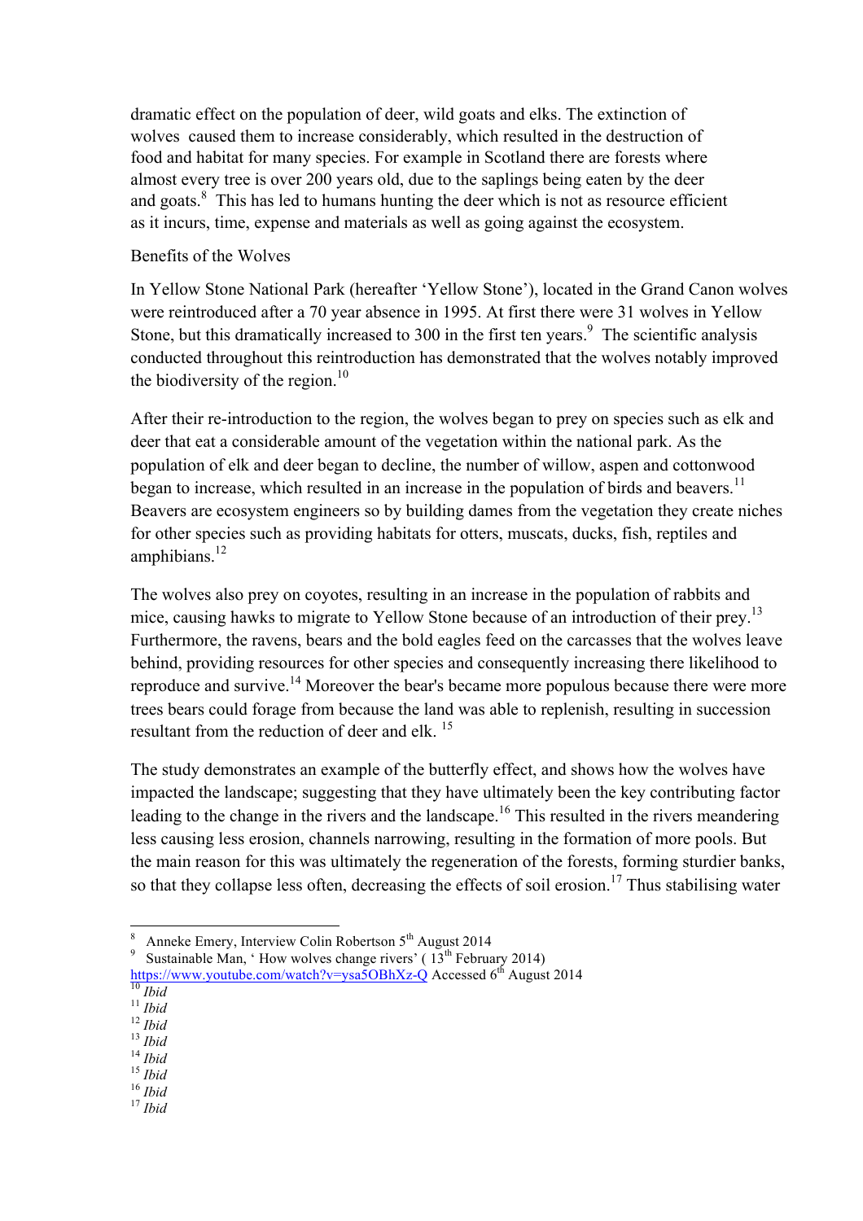dramatic effect on the population of deer, wild goats and elks. The extinction of wolves caused them to increase considerably, which resulted in the destruction of food and habitat for many species. For example in Scotland there are forests where almost every tree is over 200 years old, due to the saplings being eaten by the deer and goats.[8] This has led to humans hunting the deer which is not as resource efficient as it incurs, time, expense and materials as well as going against the ecosystem.

## Benefits of the Wolves

In Yellow Stone National Park (hereafter 'Yellow Stone'), located in the Grand Canon wolves were reintroduced after a 70 year absence in 1995. At first there were 31 wolves in Yellow Stone, but this dramatically increased to 300 in the first ten years.[9] The scientific analysis conducted throughout this reintroduction has demonstrated that the wolves notably improved the biodiversity of the region.[10]

After their re-introduction to the region, the wolves began to prey on species such as elk and deer that eat a considerable amount of the vegetation within the national park. As the population of elk and deer began to decline, the number of willow, aspen and cottonwood began to increase, which resulted in an increase in the population of birds and beavers.[11] Beavers are ecosystem engineers so by building dames from the vegetation they create niches for other species such as providing habitats for otters, muscats, ducks, fish, reptiles and amphibians.[12]

The wolves also prey on coyotes, resulting in an increase in the population of rabbits and mice, causing hawks to migrate to Yellow Stone because of an introduction of their prey.[13] Furthermore, the ravens, bears and the bold eagles feed on the carcasses that the wolves leave behind, providing resources for other species and consequently increasing there likelihood to reproduce and survive.[14] Moreover the bear's became more populous because there were more trees bears could forage from because the land was able to replenish, resulting in succession resultant from the reduction of deer and elk.[15]

The study demonstrates an example of the butterfly effect, and shows how the wolves have impacted the landscape; suggesting that they have ultimately been the key contributing factor leading to the change in the rivers and the landscape.[16] This resulted in the rivers meandering less causing less erosion, channels narrowing, resulting in the formation of more pools. But the main reason for this was ultimately the regeneration of the forests, forming sturdier banks, so that they collapse less often, decreasing the effects of soil erosion.[17] Thus stabilising water

---

[8] Anneke Emery, Interview Colin Robertson 5th August 2014

[9] Sustainable Man, ' How wolves change rivers' ( 13th February 2014) https://www.youtube.com/watch?v=ysa5OBhXz-Q Accessed 6th August 2014

[10] *Ibid*

[11] *Ibid*

[12] *Ibid*

[13] *Ibid*

[14] *Ibid*

[15] *Ibid*

[16] *Ibid*

[17] *Ibid*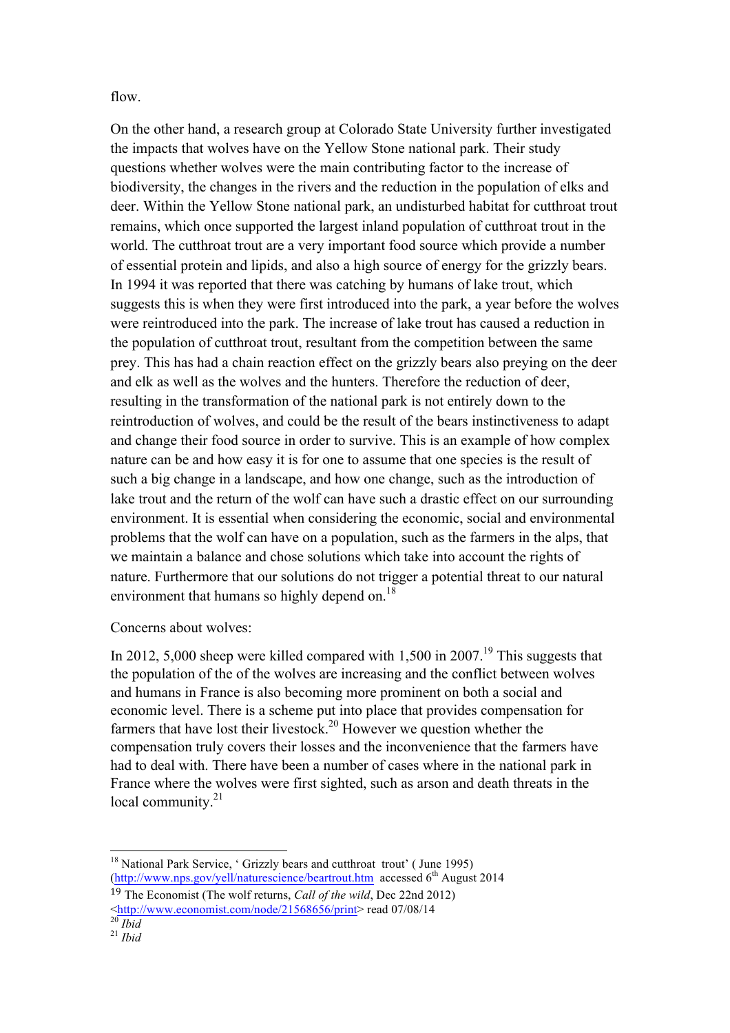flow.

On the other hand, a research group at Colorado State University further investigated the impacts that wolves have on the Yellow Stone national park. Their study questions whether wolves were the main contributing factor to the increase of biodiversity, the changes in the rivers and the reduction in the population of elks and deer. Within the Yellow Stone national park, an undisturbed habitat for cutthroat trout remains, which once supported the largest inland population of cutthroat trout in the world. The cutthroat trout are a very important food source which provide a number of essential protein and lipids, and also a high source of energy for the grizzly bears. In 1994 it was reported that there was catching by humans of lake trout, which suggests this is when they were first introduced into the park, a year before the wolves were reintroduced into the park. The increase of lake trout has caused a reduction in the population of cutthroat trout, resultant from the competition between the same prey. This has had a chain reaction effect on the grizzly bears also preying on the deer and elk as well as the wolves and the hunters. Therefore the reduction of deer, resulting in the transformation of the national park is not entirely down to the reintroduction of wolves, and could be the result of the bears instinctiveness to adapt and change their food source in order to survive. This is an example of how complex nature can be and how easy it is for one to assume that one species is the result of such a big change in a landscape, and how one change, such as the introduction of lake trout and the return of the wolf can have such a drastic effect on our surrounding environment. It is essential when considering the economic, social and environmental problems that the wolf can have on a population, such as the farmers in the alps, that we maintain a balance and chose solutions which take into account the rights of nature. Furthermore that our solutions do not trigger a potential threat to our natural environment that humans so highly depend on.[18]

Concerns about wolves:

In 2012, 5,000 sheep were killed compared with 1,500 in 2007.[19] This suggests that the population of the of the wolves are increasing and the conflict between wolves and humans in France is also becoming more prominent on both a social and economic level. There is a scheme put into place that provides compensation for farmers that have lost their livestock.[20] However we question whether the compensation truly covers their losses and the inconvenience that the farmers have had to deal with. There have been a number of cases where in the national park in France where the wolves were first sighted, such as arson and death threats in the local community.[21]

---

[18] National Park Service, ' Grizzly bears and cutthroat trout' ( June 1995) (http://www.nps.gov/yell/naturescience/beartrout.htm accessed 6th August 2014

[19] The Economist (The wolf returns, *Call of the wild*, Dec 22nd 2012) <http://www.economist.com/node/21568656/print> read 07/08/14

[20] *Ibid*

[21] *Ibid*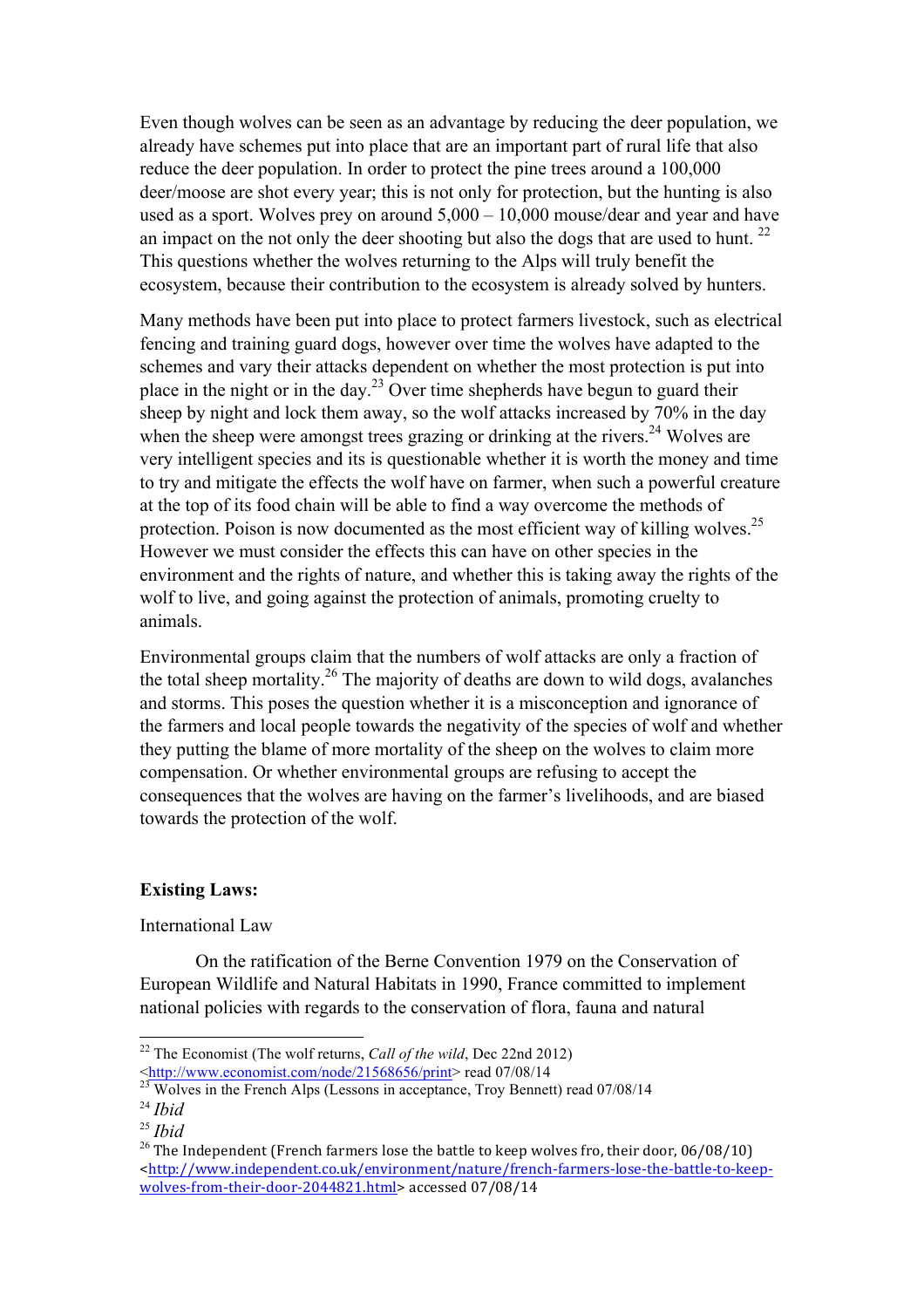Even though wolves can be seen as an advantage by reducing the deer population, we already have schemes put into place that are an important part of rural life that also reduce the deer population. In order to protect the pine trees around a 100,000 deer/moose are shot every year; this is not only for protection, but the hunting is also used as a sport. Wolves prey on around 5,000 – 10,000 mouse/dear and year and have an impact on the not only the deer shooting but also the dogs that are used to hunt. [22] This questions whether the wolves returning to the Alps will truly benefit the ecosystem, because their contribution to the ecosystem is already solved by hunters.

Many methods have been put into place to protect farmers livestock, such as electrical fencing and training guard dogs, however over time the wolves have adapted to the schemes and vary their attacks dependent on whether the most protection is put into place in the night or in the day.[23] Over time shepherds have begun to guard their sheep by night and lock them away, so the wolf attacks increased by 70% in the day when the sheep were amongst trees grazing or drinking at the rivers.[24] Wolves are very intelligent species and its is questionable whether it is worth the money and time to try and mitigate the effects the wolf have on farmer, when such a powerful creature at the top of its food chain will be able to find a way overcome the methods of protection. Poison is now documented as the most efficient way of killing wolves.[25] However we must consider the effects this can have on other species in the environment and the rights of nature, and whether this is taking away the rights of the wolf to live, and going against the protection of animals, promoting cruelty to animals.

Environmental groups claim that the numbers of wolf attacks are only a fraction of the total sheep mortality.[26] The majority of deaths are down to wild dogs, avalanches and storms. This poses the question whether it is a misconception and ignorance of the farmers and local people towards the negativity of the species of wolf and whether they putting the blame of more mortality of the sheep on the wolves to claim more compensation. Or whether environmental groups are refusing to accept the consequences that the wolves are having on the farmer's livelihoods, and are biased towards the protection of the wolf.

**Existing Laws:**

International Law

On the ratification of the Berne Convention 1979 on the Conservation of European Wildlife and Natural Habitats in 1990, France committed to implement national policies with regards to the conservation of flora, fauna and natural

---

[22] The Economist (The wolf returns, *Call of the wild*, Dec 22nd 2012) <http://www.economist.com/node/21568656/print> read 07/08/14

[23] Wolves in the French Alps (Lessons in acceptance, Troy Bennett) read 07/08/14

[24] *Ibid*

[25] *Ibid*

[26] The Independent (French farmers lose the battle to keep wolves fro, their door, 06/08/10) <http://www.independent.co.uk/environment/nature/french-farmers-lose-the-battle-to-keep-wolves-from-their-door-2044821.html> accessed 07/08/14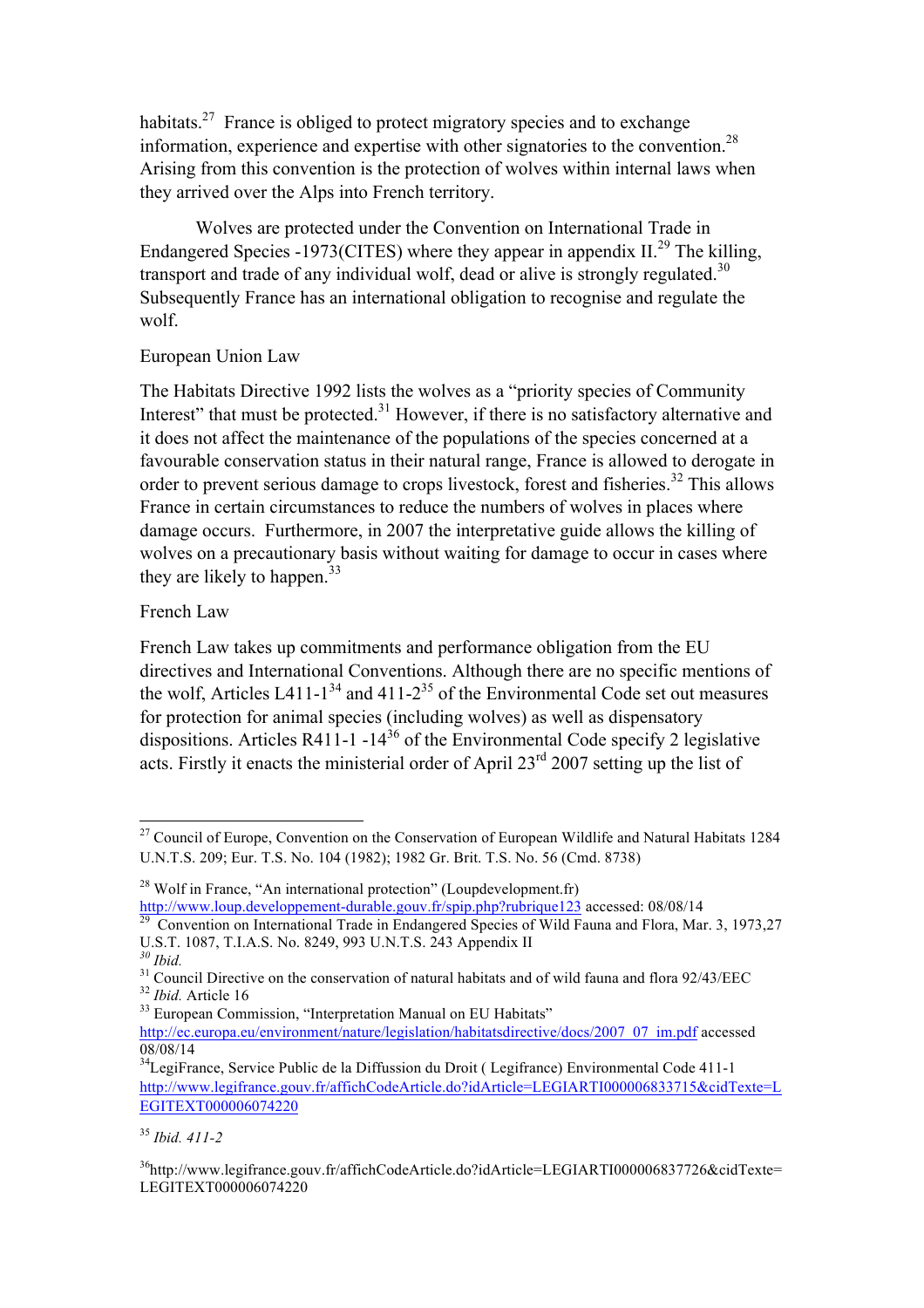habitats.[27] France is obliged to protect migratory species and to exchange information, experience and expertise with other signatories to the convention.[28] Arising from this convention is the protection of wolves within internal laws when they arrived over the Alps into French territory.

Wolves are protected under the Convention on International Trade in Endangered Species -1973(CITES) where they appear in appendix II.[29] The killing, transport and trade of any individual wolf, dead or alive is strongly regulated.[30] Subsequently France has an international obligation to recognise and regulate the wolf.

European Union Law

The Habitats Directive 1992 lists the wolves as a "priority species of Community Interest" that must be protected.[31] However, if there is no satisfactory alternative and it does not affect the maintenance of the populations of the species concerned at a favourable conservation status in their natural range, France is allowed to derogate in order to prevent serious damage to crops livestock, forest and fisheries.[32] This allows France in certain circumstances to reduce the numbers of wolves in places where damage occurs. Furthermore, in 2007 the interpretative guide allows the killing of wolves on a precautionary basis without waiting for damage to occur in cases where they are likely to happen.[33]

French Law

French Law takes up commitments and performance obligation from the EU directives and International Conventions. Although there are no specific mentions of the wolf, Articles L411-1[34] and 411-2[35] of the Environmental Code set out measures for protection for animal species (including wolves) as well as dispensatory dispositions. Articles R411-1 -14[36] of the Environmental Code specify 2 legislative acts. Firstly it enacts the ministerial order of April 23rd 2007 setting up the list of

---

[27] Council of Europe, Convention on the Conservation of European Wildlife and Natural Habitats 1284 U.N.T.S. 209; Eur. T.S. No. 104 (1982); 1982 Gr. Brit. T.S. No. 56 (Cmd. 8738)

[28] Wolf in France, "An international protection" (Loupdevelopment.fr) http://www.loup.developpement-durable.gouv.fr/spip.php?rubrique123 accessed: 08/08/14

[29] Convention on International Trade in Endangered Species of Wild Fauna and Flora, Mar. 3, 1973,27 U.S.T. 1087, T.I.A.S. No. 8249, 993 U.N.T.S. 243 Appendix II

[30] *Ibid.*

[31] Council Directive on the conservation of natural habitats and of wild fauna and flora 92/43/EEC

[32] *Ibid.* Article 16

[33] European Commission, "Interpretation Manual on EU Habitats" http://ec.europa.eu/environment/nature/legislation/habitatsdirective/docs/2007_07_im.pdf accessed 08/08/14

[34] LegiFrance, Service Public de la Diffusion du Droit ( Legifrance) Environmental Code 411-1 http://www.legifrance.gouv.fr/affichCodeArticle.do?idArticle=LEGIARTI000006833715&cidTexte=LEGITEXT000006074220

[35] *Ibid. 411-2*

[36] http://www.legifrance.gouv.fr/affichCodeArticle.do?idArticle=LEGIARTI000006837726&cidTexte=LEGITEXT000006074220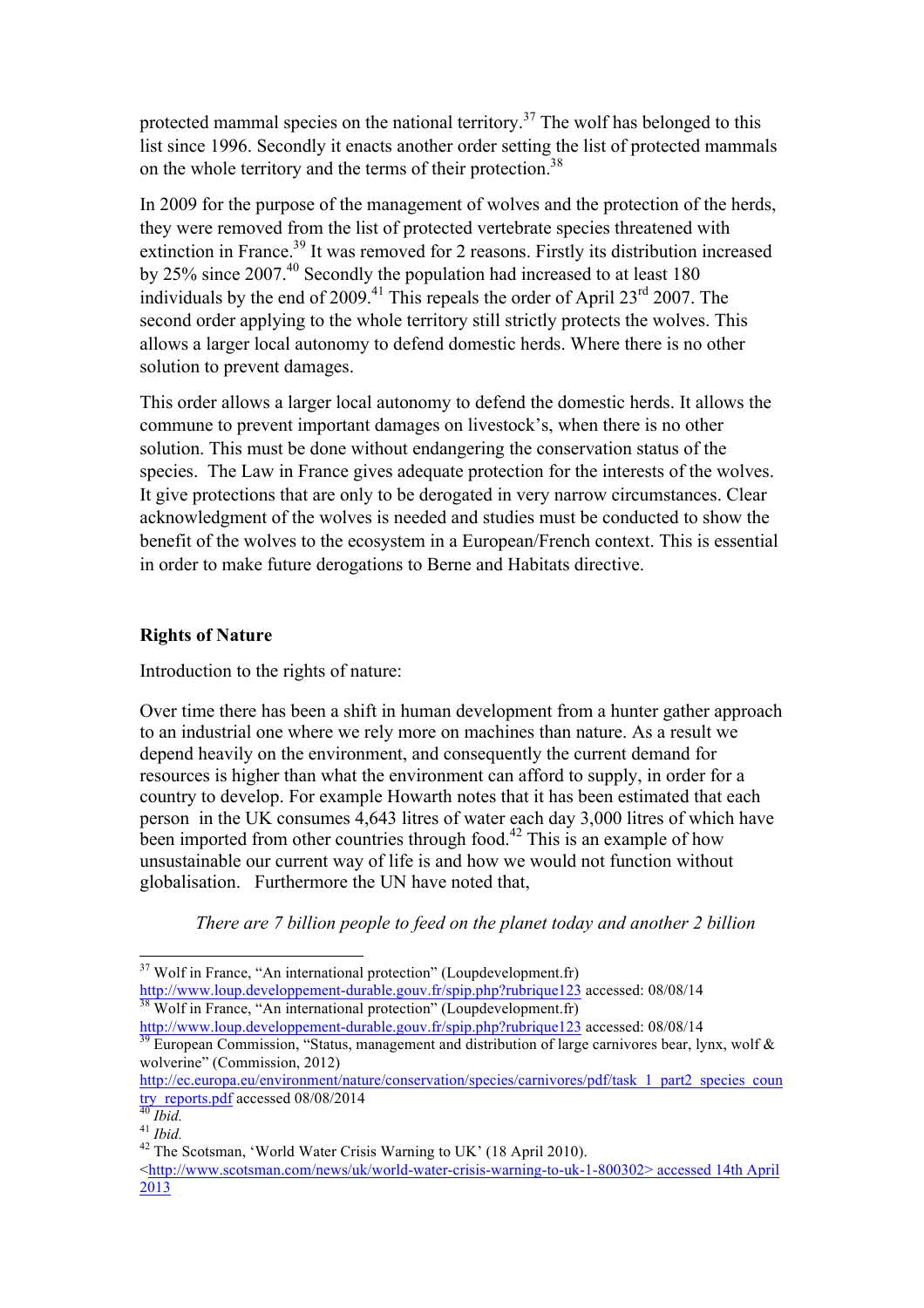protected mammal species on the national territory.[37] The wolf has belonged to this list since 1996. Secondly it enacts another order setting the list of protected mammals on the whole territory and the terms of their protection.[38]

In 2009 for the purpose of the management of wolves and the protection of the herds, they were removed from the list of protected vertebrate species threatened with extinction in France.[39] It was removed for 2 reasons. Firstly its distribution increased by 25% since 2007.[40] Secondly the population had increased to at least 180 individuals by the end of 2009.[41] This repeals the order of April 23rd 2007. The second order applying to the whole territory still strictly protects the wolves. This allows a larger local autonomy to defend domestic herds. Where there is no other solution to prevent damages.

This order allows a larger local autonomy to defend the domestic herds. It allows the commune to prevent important damages on livestock's, when there is no other solution. This must be done without endangering the conservation status of the species. The Law in France gives adequate protection for the interests of the wolves. It give protections that are only to be derogated in very narrow circumstances. Clear acknowledgment of the wolves is needed and studies must be conducted to show the benefit of the wolves to the ecosystem in a European/French context. This is essential in order to make future derogations to Berne and Habitats directive.

**Rights of Nature**

Introduction to the rights of nature:

Over time there has been a shift in human development from a hunter gather approach to an industrial one where we rely more on machines than nature. As a result we depend heavily on the environment, and consequently the current demand for resources is higher than what the environment can afford to supply, in order for a country to develop. For example Howarth notes that it has been estimated that each person in the UK consumes 4,643 litres of water each day 3,000 litres of which have been imported from other countries through food.[42] This is an example of how unsustainable our current way of life is and how we would not function without globalisation. Furthermore the UN have noted that,

> *There are 7 billion people to feed on the planet today and another 2 billion*

---

[37] Wolf in France, "An international protection" (Loupdevelopment.fr) http://www.loup.developpement-durable.gouv.fr/spip.php?rubrique123 accessed: 08/08/14

[38] Wolf in France, "An international protection" (Loupdevelopment.fr) http://www.loup.developpement-durable.gouv.fr/spip.php?rubrique123 accessed: 08/08/14

[39] European Commission, "Status, management and distribution of large carnivores bear, lynx, wolf & wolverine" (Commission, 2012) http://ec.europa.eu/environment/nature/conservation/species/carnivores/pdf/task_1_part2_species_country_reports.pdf accessed 08/08/2014

[40] *Ibid.*

[41] *Ibid.*

[42] The Scotsman, 'World Water Crisis Warning to UK' (18 April 2010). <http://www.scotsman.com/news/uk/world-water-crisis-warning-to-uk-1-800302> accessed 14th April 2013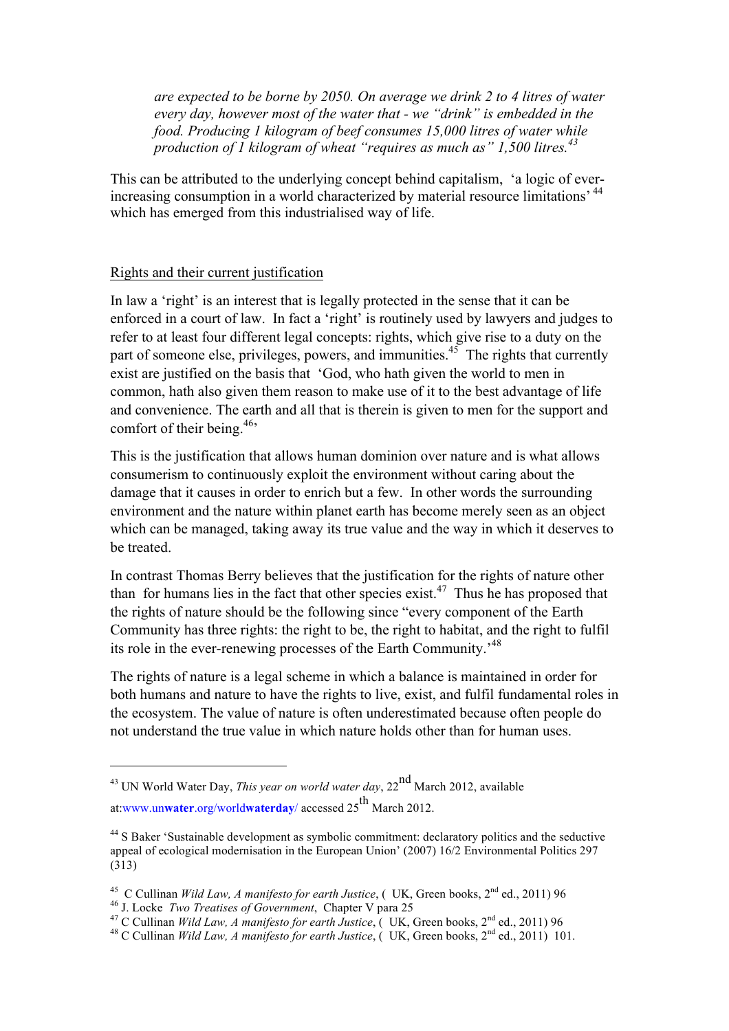*are expected to be borne by 2050. On average we drink 2 to 4 litres of water every day, however most of the water that - we "drink" is embedded in the food. Producing 1 kilogram of beef consumes 15,000 litres of water while production of 1 kilogram of wheat "requires as much as" 1,500 litres.*[43]

This can be attributed to the underlying concept behind capitalism, 'a logic of ever-increasing consumption in a world characterized by material resource limitations'[44] which has emerged from this industrialised way of life.

<u>Rights and their current justification</u>

In law a 'right' is an interest that is legally protected in the sense that it can be enforced in a court of law. In fact a 'right' is routinely used by lawyers and judges to refer to at least four different legal concepts: rights, which give rise to a duty on the part of someone else, privileges, powers, and immunities.[45] The rights that currently exist are justified on the basis that 'God, who hath given the world to men in common, hath also given them reason to make use of it to the best advantage of life and convenience. The earth and all that is therein is given to men for the support and comfort of their being.[46]'

This is the justification that allows human dominion over nature and is what allows consumerism to continuously exploit the environment without caring about the damage that it causes in order to enrich but a few. In other words the surrounding environment and the nature within planet earth has become merely seen as an object which can be managed, taking away its true value and the way in which it deserves to be treated.

In contrast Thomas Berry believes that the justification for the rights of nature other than for humans lies in the fact that other species exist.[47] Thus he has proposed that the rights of nature should be the following since "every component of the Earth Community has three rights: the right to be, the right to habitat, and the right to fulfil its role in the ever-renewing processes of the Earth Community.'[48]

The rights of nature is a legal scheme in which a balance is maintained in order for both humans and nature to have the rights to live, exist, and fulfil fundamental roles in the ecosystem. The value of nature is often underestimated because often people do not understand the true value in which nature holds other than for human uses.

---

[43] UN World Water Day, *This year on world water day*, 22nd March 2012, available at:www.unwater.org/worldwaterday/ accessed 25th March 2012.

[44] S Baker 'Sustainable development as symbolic commitment: declaratory politics and the seductive appeal of ecological modernisation in the European Union' (2007) 16/2 Environmental Politics 297 (313)

[45] C Cullinan *Wild Law, A manifesto for earth Justice*, ( UK, Green books, 2nd ed., 2011) 96

[46] J. Locke *Two Treatises of Government*, Chapter V para 25

[47] C Cullinan *Wild Law, A manifesto for earth Justice*, ( UK, Green books, 2nd ed., 2011) 96

[48] C Cullinan *Wild Law, A manifesto for earth Justice*, ( UK, Green books, 2nd ed., 2011) 101.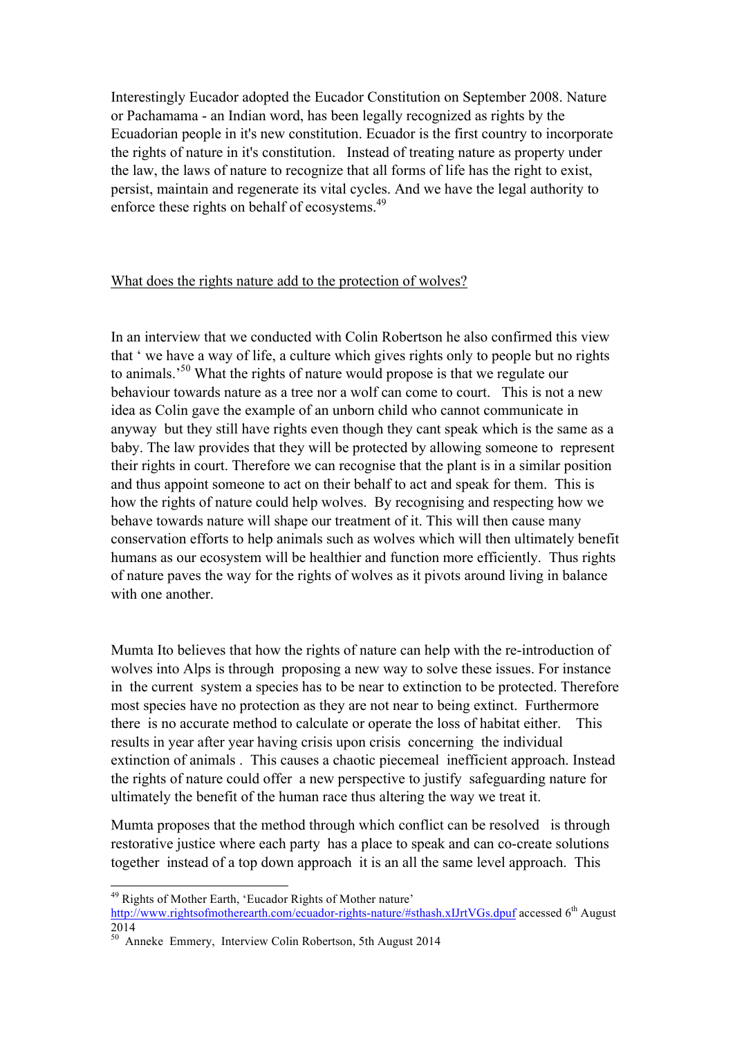Interestingly Eucador adopted the Eucador Constitution on September 2008. Nature or Pachamama - an Indian word, has been legally recognized as rights by the Ecuadorian people in it's new constitution. Ecuador is the first country to incorporate the rights of nature in it's constitution. Instead of treating nature as property under the law, the laws of nature to recognize that all forms of life has the right to exist, persist, maintain and regenerate its vital cycles. And we have the legal authority to enforce these rights on behalf of ecosystems.[49]

<u>What does the rights nature add to the protection of wolves?</u>

In an interview that we conducted with Colin Robertson he also confirmed this view that ' we have a way of life, a culture which gives rights only to people but no rights to animals.'[50] What the rights of nature would propose is that we regulate our behaviour towards nature as a tree nor a wolf can come to court. This is not a new idea as Colin gave the example of an unborn child who cannot communicate in anyway but they still have rights even though they cant speak which is the same as a baby. The law provides that they will be protected by allowing someone to represent their rights in court. Therefore we can recognise that the plant is in a similar position and thus appoint someone to act on their behalf to act and speak for them. This is how the rights of nature could help wolves. By recognising and respecting how we behave towards nature will shape our treatment of it. This will then cause many conservation efforts to help animals such as wolves which will then ultimately benefit humans as our ecosystem will be healthier and function more efficiently. Thus rights of nature paves the way for the rights of wolves as it pivots around living in balance with one another.

Mumta Ito believes that how the rights of nature can help with the re-introduction of wolves into Alps is through proposing a new way to solve these issues. For instance in the current system a species has to be near to extinction to be protected. Therefore most species have no protection as they are not near to being extinct. Furthermore there is no accurate method to calculate or operate the loss of habitat either. This results in year after year having crisis upon crisis concerning the individual extinction of animals . This causes a chaotic piecemeal inefficient approach. Instead the rights of nature could offer a new perspective to justify safeguarding nature for ultimately the benefit of the human race thus altering the way we treat it.

Mumta proposes that the method through which conflict can be resolved is through restorative justice where each party has a place to speak and can co-create solutions together instead of a top down approach it is an all the same level approach. This

---

[49] Rights of Mother Earth, 'Eucador Rights of Mother nature' http://www.rightsofmotherearth.com/ecuador-rights-nature/#sthash.xIJrtVGs.dpuf accessed 6th August 2014

[50] Anneke Emmery, Interview Colin Robertson, 5th August 2014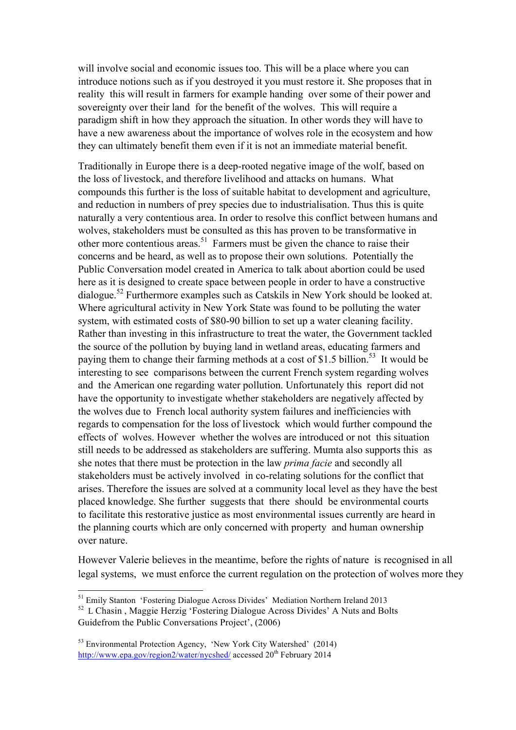will involve social and economic issues too. This will be a place where you can introduce notions such as if you destroyed it you must restore it. She proposes that in reality this will result in farmers for example handing over some of their power and sovereignty over their land for the benefit of the wolves. This will require a paradigm shift in how they approach the situation. In other words they will have to have a new awareness about the importance of wolves role in the ecosystem and how they can ultimately benefit them even if it is not an immediate material benefit.

Traditionally in Europe there is a deep-rooted negative image of the wolf, based on the loss of livestock, and therefore livelihood and attacks on humans. What compounds this further is the loss of suitable habitat to development and agriculture, and reduction in numbers of prey species due to industrialisation. Thus this is quite naturally a very contentious area. In order to resolve this conflict between humans and wolves, stakeholders must be consulted as this has proven to be transformative in other more contentious areas.[51] Farmers must be given the chance to raise their concerns and be heard, as well as to propose their own solutions. Potentially the Public Conversation model created in America to talk about abortion could be used here as it is designed to create space between people in order to have a constructive dialogue.[52] Furthermore examples such as Catskils in New York should be looked at. Where agricultural activity in New York State was found to be polluting the water system, with estimated costs of $80-90 billion to set up a water cleaning facility. Rather than investing in this infrastructure to treat the water, the Government tackled the source of the pollution by buying land in wetland areas, educating farmers and paying them to change their farming methods at a cost of $1.5 billion.[53] It would be interesting to see comparisons between the current French system regarding wolves and the American one regarding water pollution. Unfortunately this report did not have the opportunity to investigate whether stakeholders are negatively affected by the wolves due to French local authority system failures and inefficiencies with regards to compensation for the loss of livestock which would further compound the effects of wolves. However whether the wolves are introduced or not this situation still needs to be addressed as stakeholders are suffering. Mumta also supports this as she notes that there must be protection in the law *prima facie* and secondly all stakeholders must be actively involved in co-relating solutions for the conflict that arises. Therefore the issues are solved at a community local level as they have the best placed knowledge. She further suggests that there should be environmental courts to facilitate this restorative justice as most environmental issues currently are heard in the planning courts which are only concerned with property and human ownership over nature.

However Valerie believes in the meantime, before the rights of nature is recognised in all legal systems, we must enforce the current regulation on the protection of wolves more they

---

[51] Emily Stanton 'Fostering Dialogue Across Divides' Mediation Northern Ireland 2013

[52] L Chasin , Maggie Herzig 'Fostering Dialogue Across Divides' A Nuts and Bolts Guidefrom the Public Conversations Project', (2006)

[53] Environmental Protection Agency, 'New York City Watershed' (2014) http://www.epa.gov/region2/water/nycshed/ accessed 20th February 2014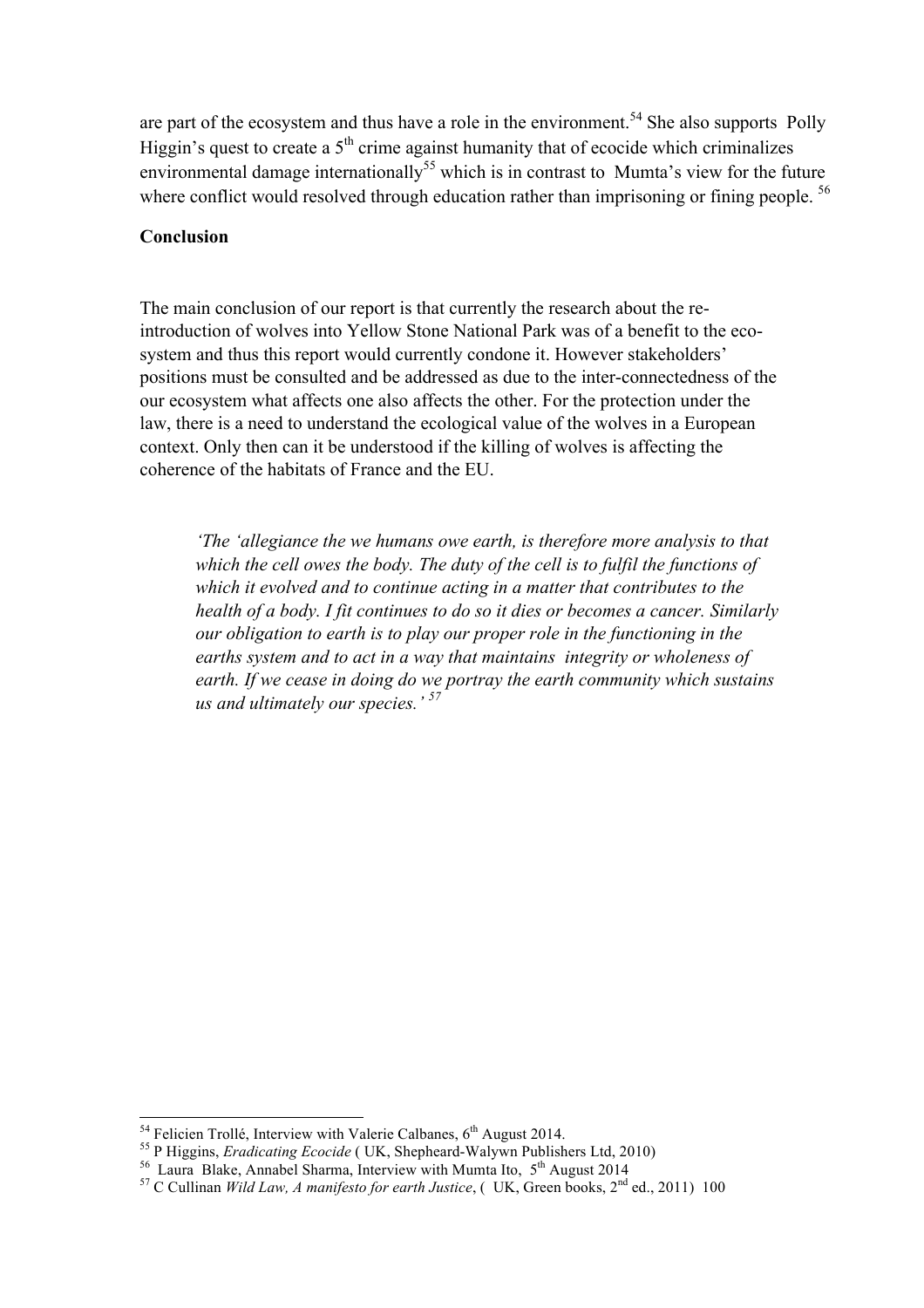are part of the ecosystem and thus have a role in the environment.[54] She also supports Polly Higgin's quest to create a $5^{th}$ crime against humanity that of ecocide which criminalizes environmental damage internationally[55] which is in contrast to Mumta's view for the future where conflict would resolved through education rather than imprisoning or fining people. [56]

**Conclusion**

The main conclusion of our report is that currently the research about the re-introduction of wolves into Yellow Stone National Park was of a benefit to the eco-system and thus this report would currently condone it. However stakeholders' positions must be consulted and be addressed as due to the inter-connectedness of the our ecosystem what affects one also affects the other. For the protection under the law, there is a need to understand the ecological value of the wolves in a European context. Only then can it be understood if the killing of wolves is affecting the coherence of the habitats of France and the EU.

> *'The 'allegiance the we humans owe earth, is therefore more analysis to that which the cell owes the body. The duty of the cell is to fulfil the functions of which it evolved and to continue acting in a matter that contributes to the health of a body. I fit continues to do so it dies or becomes a cancer. Similarly our obligation to earth is to play our proper role in the functioning in the earths system and to act in a way that maintains integrity or wholeness of earth. If we cease in doing do we portray the earth community which sustains us and ultimately our species.'* [57]

---

[54] Felicien Trollé, Interview with Valerie Calbanes, $6^{th}$ August 2014.

[55] P Higgins, *Eradicating Ecocide* ( UK, Shepheard-Walywn Publishers Ltd, 2010)

[56] Laura Blake, Annabel Sharma, Interview with Mumta Ito, $5^{th}$ August 2014

[57] C Cullinan *Wild Law, A manifesto for earth Justice*, ( UK, Green books, $2^{nd}$ ed., 2011) 100